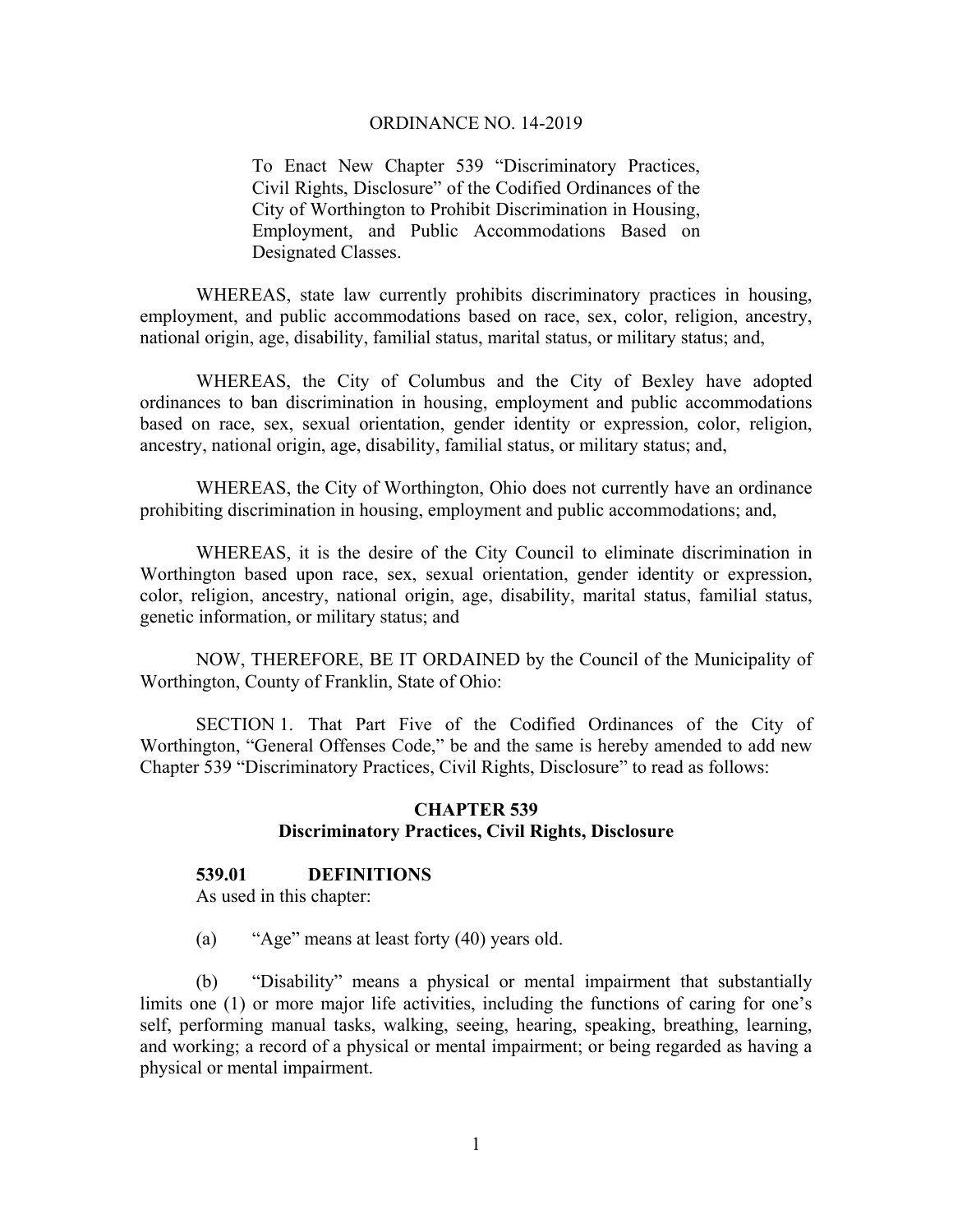ORDINANCE NO. 14-2019

To Enact New Chapter 539 "Discriminatory Practices, Civil Rights, Disclosure" of the Codified Ordinances of the City of Worthington to Prohibit Discrimination in Housing, Employment, and Public Accommodations Based on Designated Classes.

WHEREAS, state law currently prohibits discriminatory practices in housing, employment, and public accommodations based on race, sex, color, religion, ancestry, national origin, age, disability, familial status, marital status, or military status; and,

WHEREAS, the City of Columbus and the City of Bexley have adopted ordinances to ban discrimination in housing, employment and public accommodations based on race, sex, sexual orientation, gender identity or expression, color, religion, ancestry, national origin, age, disability, familial status, or military status; and,

WHEREAS, the City of Worthington, Ohio does not currently have an ordinance prohibiting discrimination in housing, employment and public accommodations; and,

WHEREAS, it is the desire of the City Council to eliminate discrimination in Worthington based upon race, sex, sexual orientation, gender identity or expression, color, religion, ancestry, national origin, age, disability, marital status, familial status, genetic information, or military status; and

NOW, THEREFORE, BE IT ORDAINED by the Council of the Municipality of Worthington, County of Franklin, State of Ohio:

SECTION 1. That Part Five of the Codified Ordinances of the City of Worthington, "General Offenses Code," be and the same is hereby amended to add new Chapter 539 "Discriminatory Practices, Civil Rights, Disclosure" to read as follows:

## CHAPTER 539
## Discriminatory Practices, Civil Rights, Disclosure

### 539.01 DEFINITIONS

As used in this chapter:

(a) "Age" means at least forty (40) years old.

(b) "Disability" means a physical or mental impairment that substantially limits one (1) or more major life activities, including the functions of caring for one's self, performing manual tasks, walking, seeing, hearing, speaking, breathing, learning, and working; a record of a physical or mental impairment; or being regarded as having a physical or mental impairment.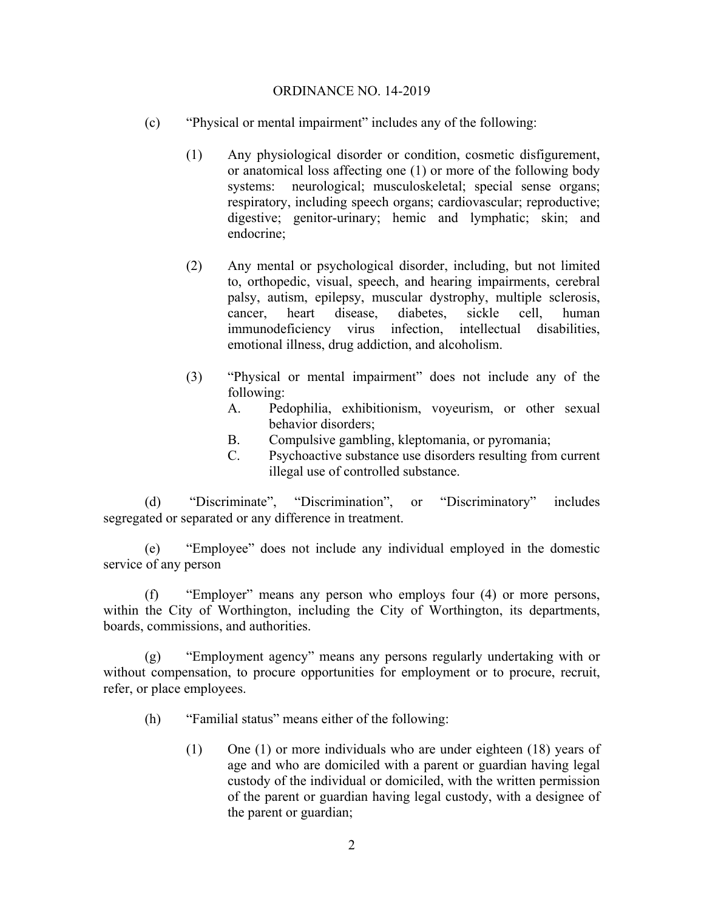(c) "Physical or mental impairment" includes any of the following:

(1) Any physiological disorder or condition, cosmetic disfigurement, or anatomical loss affecting one (1) or more of the following body systems: neurological; musculoskeletal; special sense organs; respiratory, including speech organs; cardiovascular; reproductive; digestive; genitor-urinary; hemic and lymphatic; skin; and endocrine;

(2) Any mental or psychological disorder, including, but not limited to, orthopedic, visual, speech, and hearing impairments, cerebral palsy, autism, epilepsy, muscular dystrophy, multiple sclerosis, cancer, heart disease, diabetes, sickle cell, human immunodeficiency virus infection, intellectual disabilities, emotional illness, drug addiction, and alcoholism.

(3) "Physical or mental impairment" does not include any of the following:

A. Pedophilia, exhibitionism, voyeurism, or other sexual behavior disorders;

B. Compulsive gambling, kleptomania, or pyromania;

C. Psychoactive substance use disorders resulting from current illegal use of controlled substance.

(d) "Discriminate", "Discrimination", or "Discriminatory" includes segregated or separated or any difference in treatment.

(e) "Employee" does not include any individual employed in the domestic service of any person

(f) "Employer" means any person who employs four (4) or more persons, within the City of Worthington, including the City of Worthington, its departments, boards, commissions, and authorities.

(g) "Employment agency" means any persons regularly undertaking with or without compensation, to procure opportunities for employment or to procure, recruit, refer, or place employees.

(h) "Familial status" means either of the following:

(1) One (1) or more individuals who are under eighteen (18) years of age and who are domiciled with a parent or guardian having legal custody of the individual or domiciled, with the written permission of the parent or guardian having legal custody, with a designee of the parent or guardian;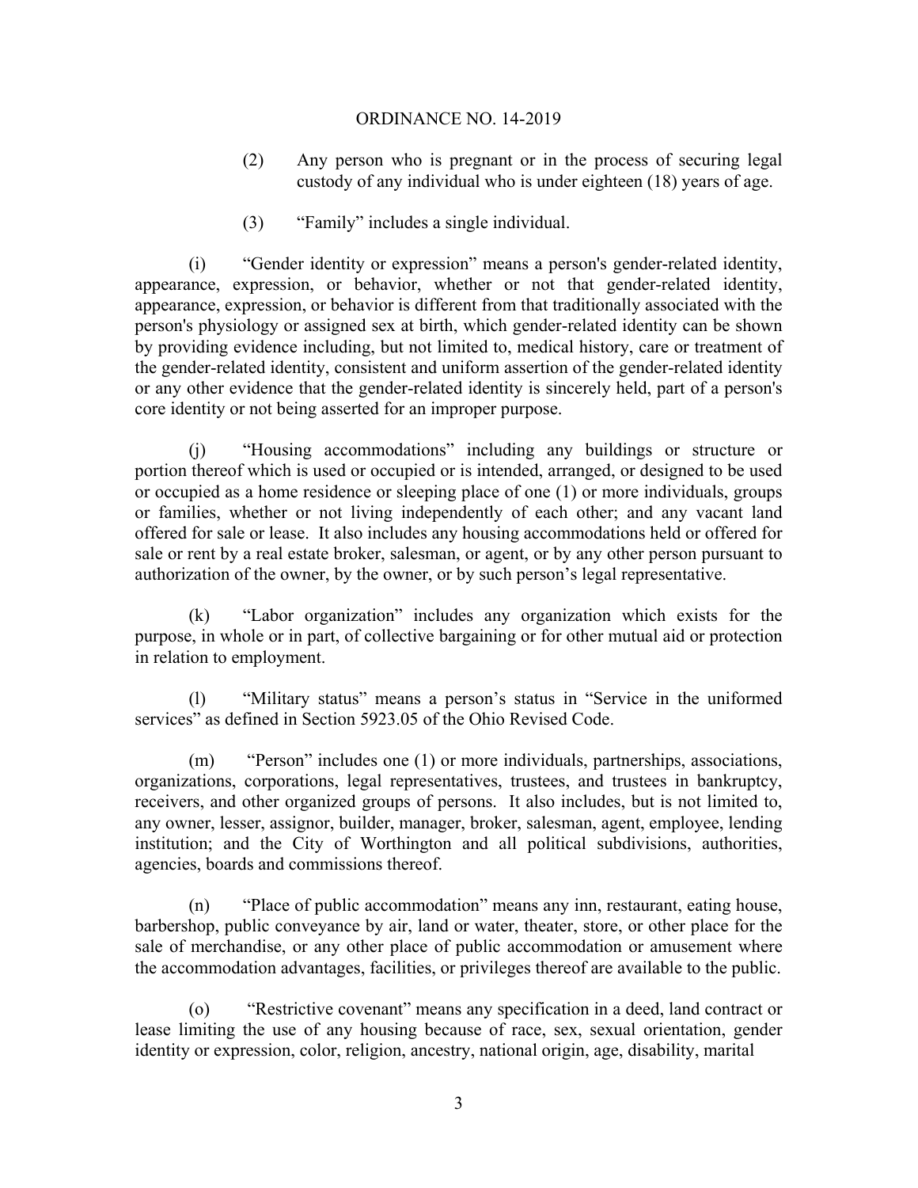(2) Any person who is pregnant or in the process of securing legal custody of any individual who is under eighteen (18) years of age.

(3) "Family" includes a single individual.

(i) "Gender identity or expression" means a person's gender-related identity, appearance, expression, or behavior, whether or not that gender-related identity, appearance, expression, or behavior is different from that traditionally associated with the person's physiology or assigned sex at birth, which gender-related identity can be shown by providing evidence including, but not limited to, medical history, care or treatment of the gender-related identity, consistent and uniform assertion of the gender-related identity or any other evidence that the gender-related identity is sincerely held, part of a person's core identity or not being asserted for an improper purpose.

(j) "Housing accommodations" including any buildings or structure or portion thereof which is used or occupied or is intended, arranged, or designed to be used or occupied as a home residence or sleeping place of one (1) or more individuals, groups or families, whether or not living independently of each other; and any vacant land offered for sale or lease. It also includes any housing accommodations held or offered for sale or rent by a real estate broker, salesman, or agent, or by any other person pursuant to authorization of the owner, by the owner, or by such person's legal representative.

(k) "Labor organization" includes any organization which exists for the purpose, in whole or in part, of collective bargaining or for other mutual aid or protection in relation to employment.

(l) "Military status" means a person's status in "Service in the uniformed services" as defined in Section 5923.05 of the Ohio Revised Code.

(m) "Person" includes one (1) or more individuals, partnerships, associations, organizations, corporations, legal representatives, trustees, and trustees in bankruptcy, receivers, and other organized groups of persons. It also includes, but is not limited to, any owner, lesser, assignor, builder, manager, broker, salesman, agent, employee, lending institution; and the City of Worthington and all political subdivisions, authorities, agencies, boards and commissions thereof.

(n) "Place of public accommodation" means any inn, restaurant, eating house, barbershop, public conveyance by air, land or water, theater, store, or other place for the sale of merchandise, or any other place of public accommodation or amusement where the accommodation advantages, facilities, or privileges thereof are available to the public.

(o) "Restrictive covenant" means any specification in a deed, land contract or lease limiting the use of any housing because of race, sex, sexual orientation, gender identity or expression, color, religion, ancestry, national origin, age, disability, marital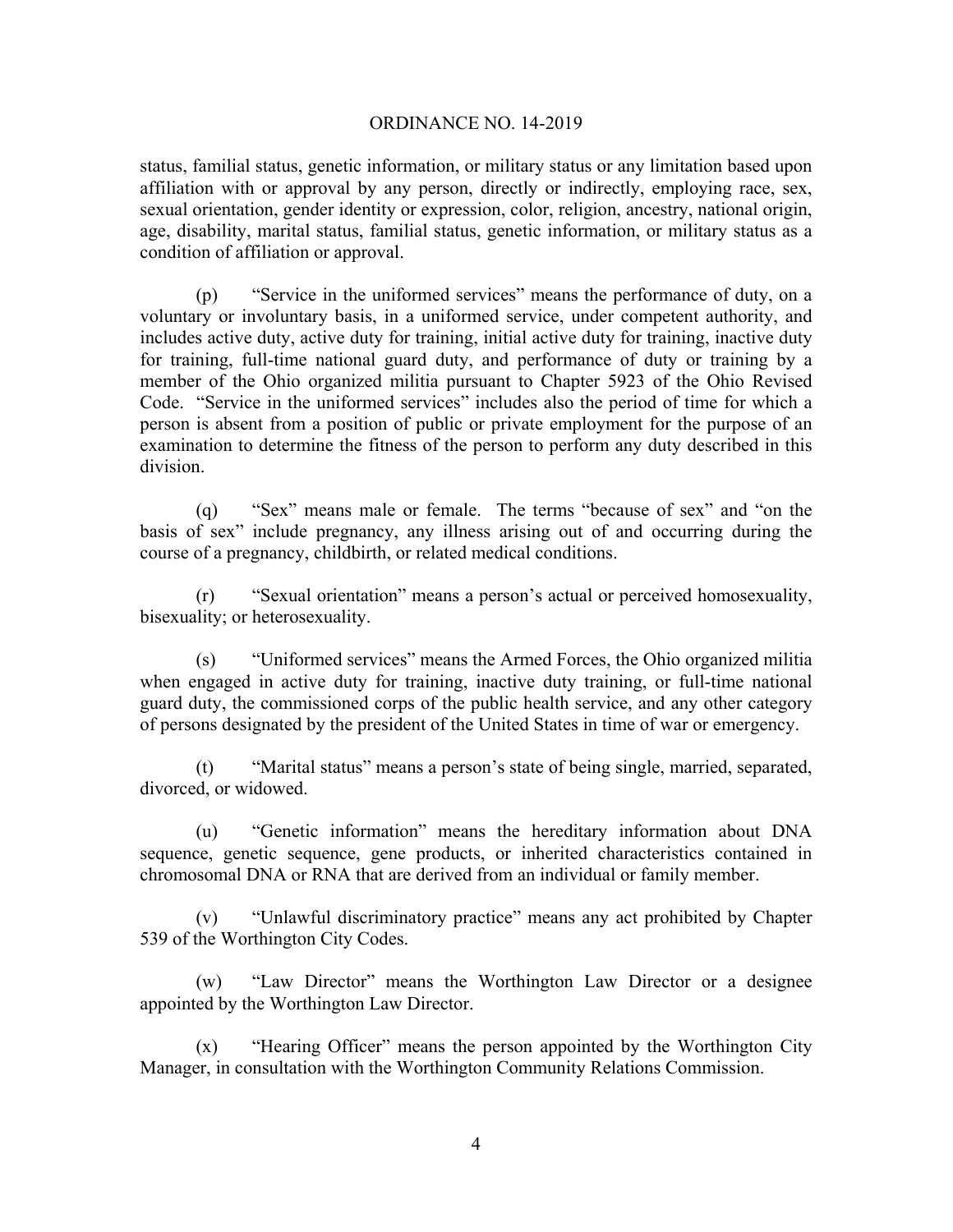status, familial status, genetic information, or military status or any limitation based upon affiliation with or approval by any person, directly or indirectly, employing race, sex, sexual orientation, gender identity or expression, color, religion, ancestry, national origin, age, disability, marital status, familial status, genetic information, or military status as a condition of affiliation or approval.

(p) "Service in the uniformed services" means the performance of duty, on a voluntary or involuntary basis, in a uniformed service, under competent authority, and includes active duty, active duty for training, initial active duty for training, inactive duty for training, full-time national guard duty, and performance of duty or training by a member of the Ohio organized militia pursuant to Chapter 5923 of the Ohio Revised Code. "Service in the uniformed services" includes also the period of time for which a person is absent from a position of public or private employment for the purpose of an examination to determine the fitness of the person to perform any duty described in this division.

(q) "Sex" means male or female. The terms "because of sex" and "on the basis of sex" include pregnancy, any illness arising out of and occurring during the course of a pregnancy, childbirth, or related medical conditions.

(r) "Sexual orientation" means a person's actual or perceived homosexuality, bisexuality; or heterosexuality.

(s) "Uniformed services" means the Armed Forces, the Ohio organized militia when engaged in active duty for training, inactive duty training, or full-time national guard duty, the commissioned corps of the public health service, and any other category of persons designated by the president of the United States in time of war or emergency.

(t) "Marital status" means a person's state of being single, married, separated, divorced, or widowed.

(u) "Genetic information" means the hereditary information about DNA sequence, genetic sequence, gene products, or inherited characteristics contained in chromosomal DNA or RNA that are derived from an individual or family member.

(v) "Unlawful discriminatory practice" means any act prohibited by Chapter 539 of the Worthington City Codes.

(w) "Law Director" means the Worthington Law Director or a designee appointed by the Worthington Law Director.

(x) "Hearing Officer" means the person appointed by the Worthington City Manager, in consultation with the Worthington Community Relations Commission.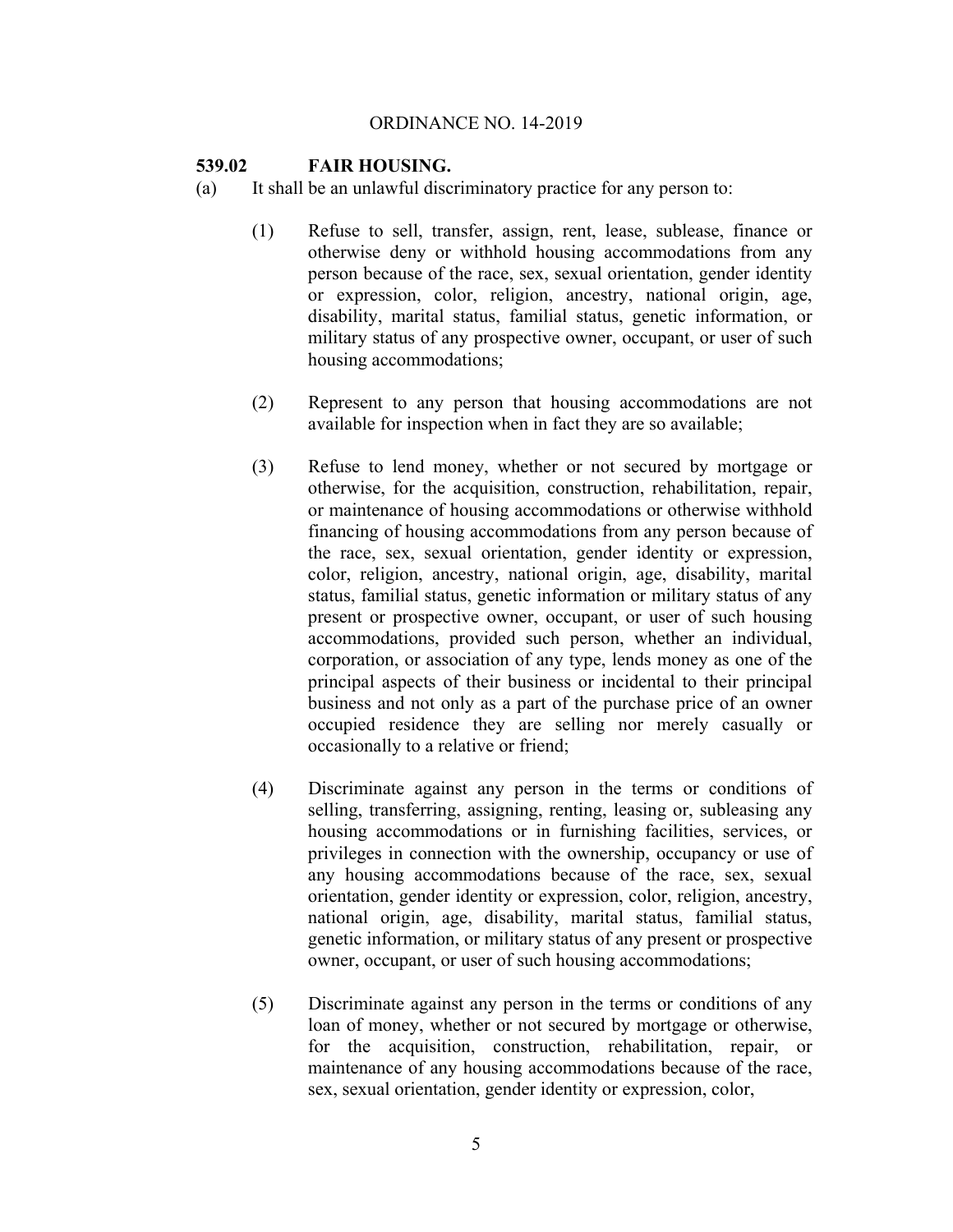ORDINANCE NO. 14-2019

**539.02 FAIR HOUSING.**

(a) It shall be an unlawful discriminatory practice for any person to:

(1) Refuse to sell, transfer, assign, rent, lease, sublease, finance or otherwise deny or withhold housing accommodations from any person because of the race, sex, sexual orientation, gender identity or expression, color, religion, ancestry, national origin, age, disability, marital status, familial status, genetic information, or military status of any prospective owner, occupant, or user of such housing accommodations;

(2) Represent to any person that housing accommodations are not available for inspection when in fact they are so available;

(3) Refuse to lend money, whether or not secured by mortgage or otherwise, for the acquisition, construction, rehabilitation, repair, or maintenance of housing accommodations or otherwise withhold financing of housing accommodations from any person because of the race, sex, sexual orientation, gender identity or expression, color, religion, ancestry, national origin, age, disability, marital status, familial status, genetic information or military status of any present or prospective owner, occupant, or user of such housing accommodations, provided such person, whether an individual, corporation, or association of any type, lends money as one of the principal aspects of their business or incidental to their principal business and not only as a part of the purchase price of an owner occupied residence they are selling nor merely casually or occasionally to a relative or friend;

(4) Discriminate against any person in the terms or conditions of selling, transferring, assigning, renting, leasing or, subleasing any housing accommodations or in furnishing facilities, services, or privileges in connection with the ownership, occupancy or use of any housing accommodations because of the race, sex, sexual orientation, gender identity or expression, color, religion, ancestry, national origin, age, disability, marital status, familial status, genetic information, or military status of any present or prospective owner, occupant, or user of such housing accommodations;

(5) Discriminate against any person in the terms or conditions of any loan of money, whether or not secured by mortgage or otherwise, for the acquisition, construction, rehabilitation, repair, or maintenance of any housing accommodations because of the race, sex, sexual orientation, gender identity or expression, color,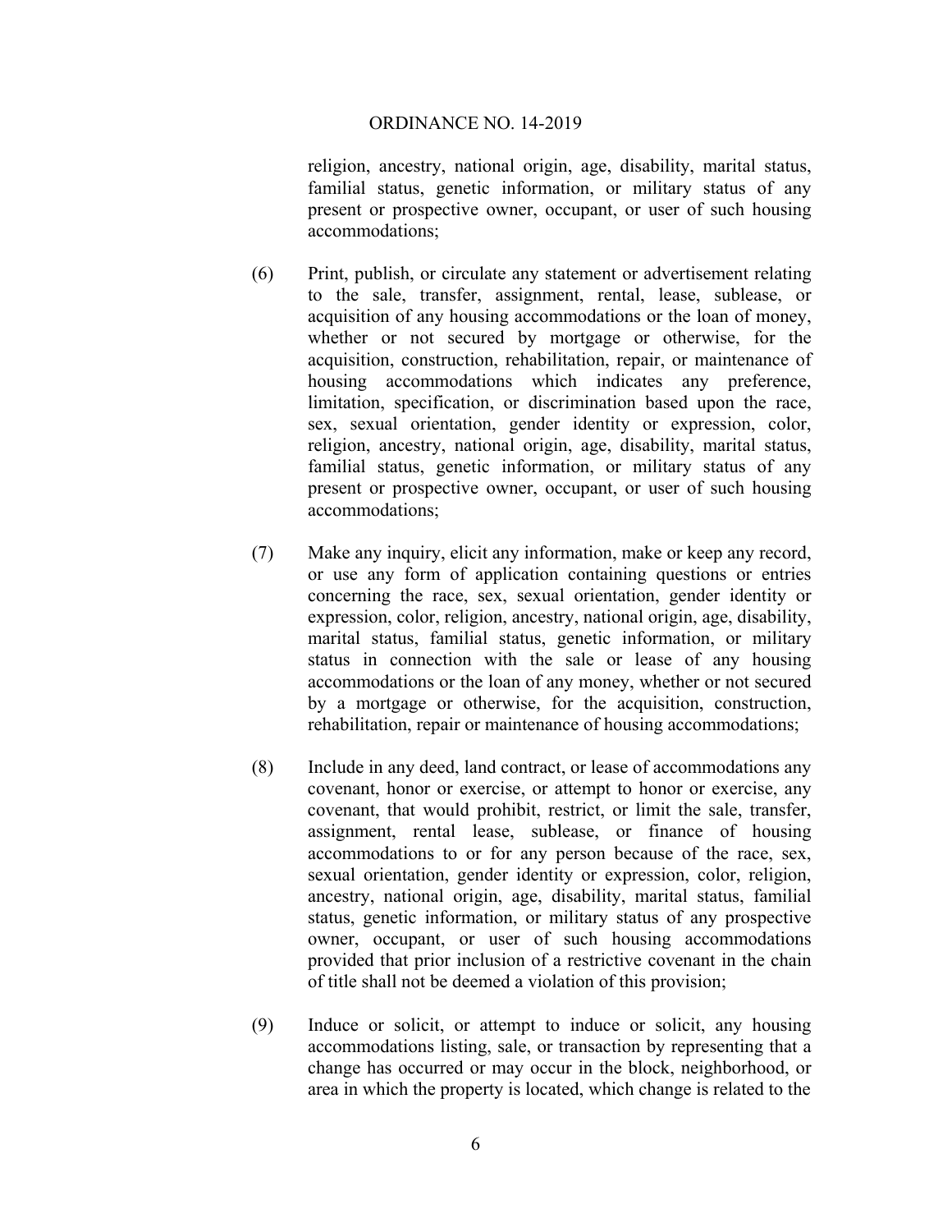religion, ancestry, national origin, age, disability, marital status, familial status, genetic information, or military status of any present or prospective owner, occupant, or user of such housing accommodations;

(6) Print, publish, or circulate any statement or advertisement relating to the sale, transfer, assignment, rental, lease, sublease, or acquisition of any housing accommodations or the loan of money, whether or not secured by mortgage or otherwise, for the acquisition, construction, rehabilitation, repair, or maintenance of housing accommodations which indicates any preference, limitation, specification, or discrimination based upon the race, sex, sexual orientation, gender identity or expression, color, religion, ancestry, national origin, age, disability, marital status, familial status, genetic information, or military status of any present or prospective owner, occupant, or user of such housing accommodations;

(7) Make any inquiry, elicit any information, make or keep any record, or use any form of application containing questions or entries concerning the race, sex, sexual orientation, gender identity or expression, color, religion, ancestry, national origin, age, disability, marital status, familial status, genetic information, or military status in connection with the sale or lease of any housing accommodations or the loan of any money, whether or not secured by a mortgage or otherwise, for the acquisition, construction, rehabilitation, repair or maintenance of housing accommodations;

(8) Include in any deed, land contract, or lease of accommodations any covenant, honor or exercise, or attempt to honor or exercise, any covenant, that would prohibit, restrict, or limit the sale, transfer, assignment, rental lease, sublease, or finance of housing accommodations to or for any person because of the race, sex, sexual orientation, gender identity or expression, color, religion, ancestry, national origin, age, disability, marital status, familial status, genetic information, or military status of any prospective owner, occupant, or user of such housing accommodations provided that prior inclusion of a restrictive covenant in the chain of title shall not be deemed a violation of this provision;

(9) Induce or solicit, or attempt to induce or solicit, any housing accommodations listing, sale, or transaction by representing that a change has occurred or may occur in the block, neighborhood, or area in which the property is located, which change is related to the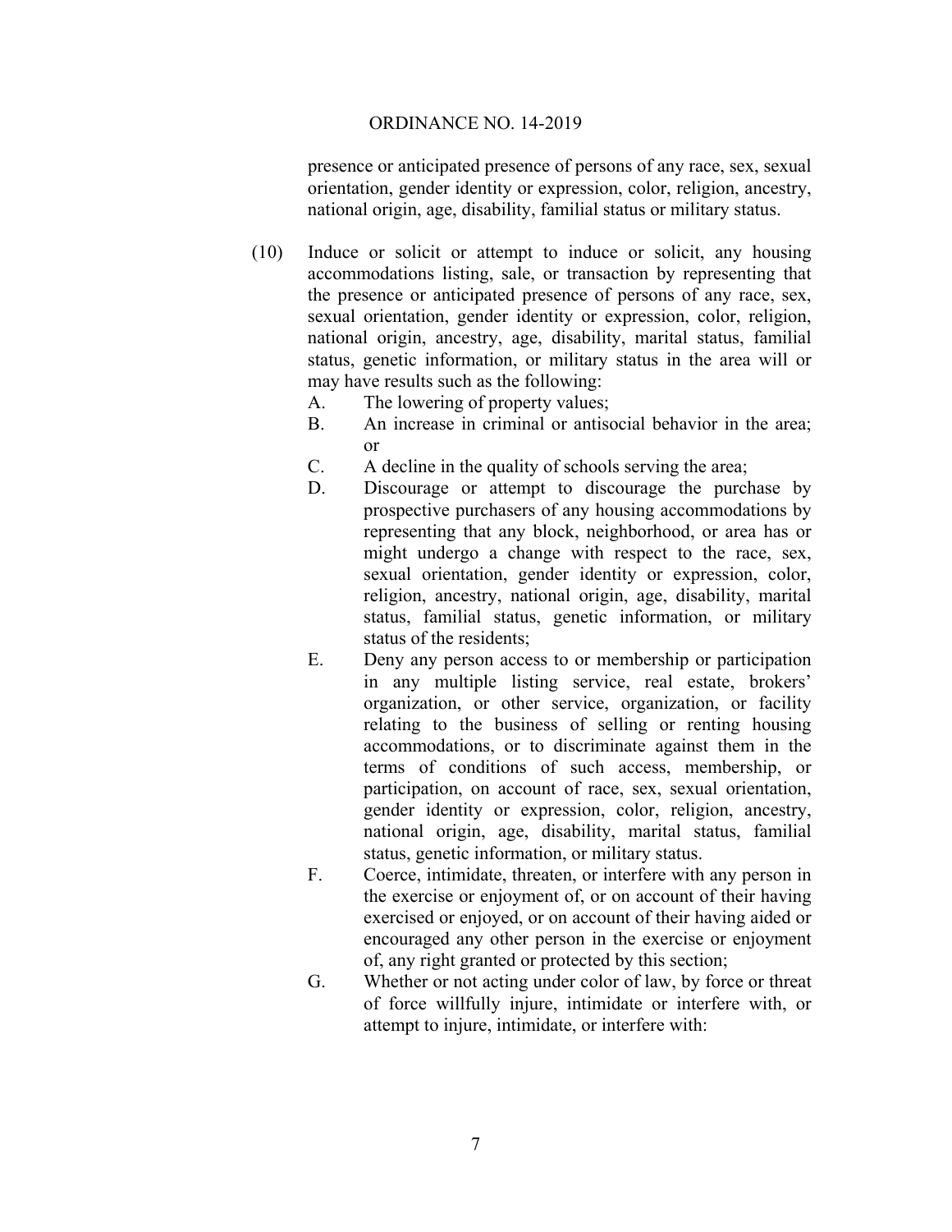presence or anticipated presence of persons of any race, sex, sexual orientation, gender identity or expression, color, religion, ancestry, national origin, age, disability, familial status or military status.

(10) Induce or solicit or attempt to induce or solicit, any housing accommodations listing, sale, or transaction by representing that the presence or anticipated presence of persons of any race, sex, sexual orientation, gender identity or expression, color, religion, national origin, ancestry, age, disability, marital status, familial status, genetic information, or military status in the area will or may have results such as the following:

A. The lowering of property values;

B. An increase in criminal or antisocial behavior in the area; or

C. A decline in the quality of schools serving the area;

D. Discourage or attempt to discourage the purchase by prospective purchasers of any housing accommodations by representing that any block, neighborhood, or area has or might undergo a change with respect to the race, sex, sexual orientation, gender identity or expression, color, religion, ancestry, national origin, age, disability, marital status, familial status, genetic information, or military status of the residents;

E. Deny any person access to or membership or participation in any multiple listing service, real estate, brokers' organization, or other service, organization, or facility relating to the business of selling or renting housing accommodations, or to discriminate against them in the terms of conditions of such access, membership, or participation, on account of race, sex, sexual orientation, gender identity or expression, color, religion, ancestry, national origin, age, disability, marital status, familial status, genetic information, or military status.

F. Coerce, intimidate, threaten, or interfere with any person in the exercise or enjoyment of, or on account of their having exercised or enjoyed, or on account of their having aided or encouraged any other person in the exercise or enjoyment of, any right granted or protected by this section;

G. Whether or not acting under color of law, by force or threat of force willfully injure, intimidate or interfere with, or attempt to injure, intimidate, or interfere with: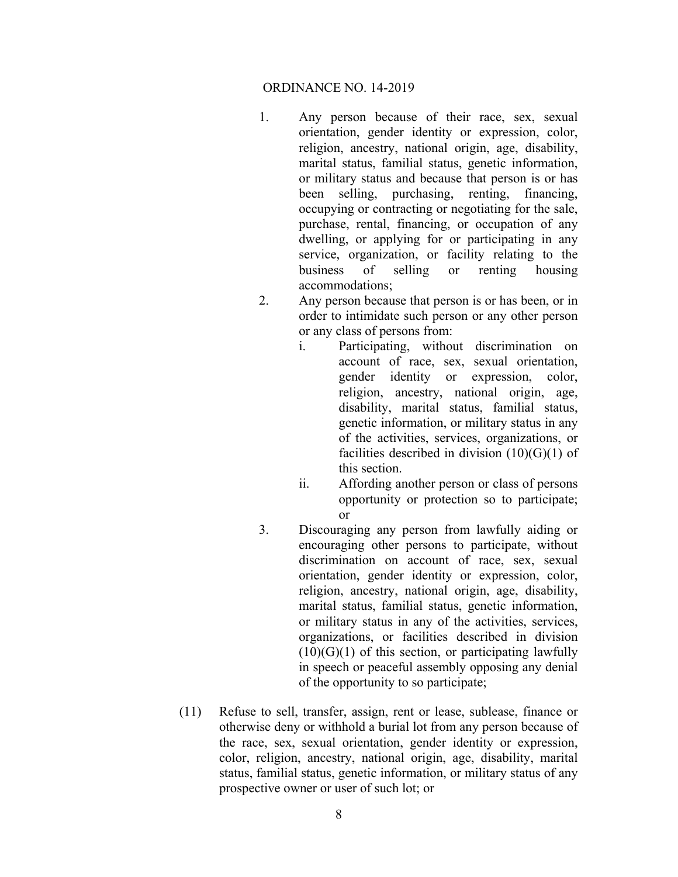1. Any person because of their race, sex, sexual orientation, gender identity or expression, color, religion, ancestry, national origin, age, disability, marital status, familial status, genetic information, or military status and because that person is or has been selling, purchasing, renting, financing, occupying or contracting or negotiating for the sale, purchase, rental, financing, or occupation of any dwelling, or applying for or participating in any service, organization, or facility relating to the business of selling or renting housing accommodations;

2. Any person because that person is or has been, or in order to intimidate such person or any other person or any class of persons from:

    i. Participating, without discrimination on account of race, sex, sexual orientation, gender identity or expression, color, religion, ancestry, national origin, age, disability, marital status, familial status, genetic information, or military status in any of the activities, services, organizations, or facilities described in division (10)(G)(1) of this section.

    ii. Affording another person or class of persons opportunity or protection so to participate; or

3. Discouraging any person from lawfully aiding or encouraging other persons to participate, without discrimination on account of race, sex, sexual orientation, gender identity or expression, color, religion, ancestry, national origin, age, disability, marital status, familial status, genetic information, or military status in any of the activities, services, organizations, or facilities described in division (10)(G)(1) of this section, or participating lawfully in speech or peaceful assembly opposing any denial of the opportunity to so participate;

(11) Refuse to sell, transfer, assign, rent or lease, sublease, finance or otherwise deny or withhold a burial lot from any person because of the race, sex, sexual orientation, gender identity or expression, color, religion, ancestry, national origin, age, disability, marital status, familial status, genetic information, or military status of any prospective owner or user of such lot; or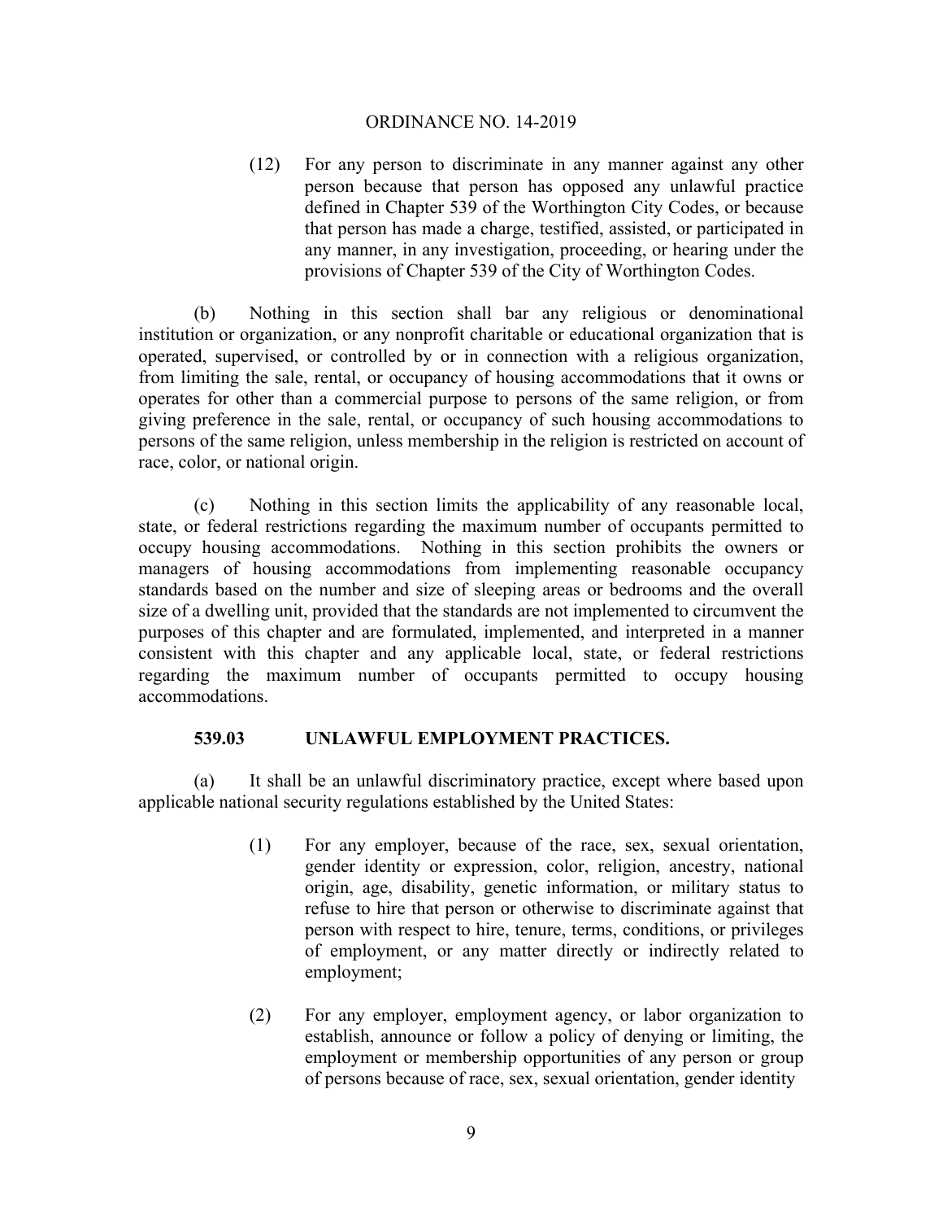(12) For any person to discriminate in any manner against any other person because that person has opposed any unlawful practice defined in Chapter 539 of the Worthington City Codes, or because that person has made a charge, testified, assisted, or participated in any manner, in any investigation, proceeding, or hearing under the provisions of Chapter 539 of the City of Worthington Codes.

(b) Nothing in this section shall bar any religious or denominational institution or organization, or any nonprofit charitable or educational organization that is operated, supervised, or controlled by or in connection with a religious organization, from limiting the sale, rental, or occupancy of housing accommodations that it owns or operates for other than a commercial purpose to persons of the same religion, or from giving preference in the sale, rental, or occupancy of such housing accommodations to persons of the same religion, unless membership in the religion is restricted on account of race, color, or national origin.

(c) Nothing in this section limits the applicability of any reasonable local, state, or federal restrictions regarding the maximum number of occupants permitted to occupy housing accommodations. Nothing in this section prohibits the owners or managers of housing accommodations from implementing reasonable occupancy standards based on the number and size of sleeping areas or bedrooms and the overall size of a dwelling unit, provided that the standards are not implemented to circumvent the purposes of this chapter and are formulated, implemented, and interpreted in a manner consistent with this chapter and any applicable local, state, or federal restrictions regarding the maximum number of occupants permitted to occupy housing accommodations.

**539.03 UNLAWFUL EMPLOYMENT PRACTICES.**

(a) It shall be an unlawful discriminatory practice, except where based upon applicable national security regulations established by the United States:

(1) For any employer, because of the race, sex, sexual orientation, gender identity or expression, color, religion, ancestry, national origin, age, disability, genetic information, or military status to refuse to hire that person or otherwise to discriminate against that person with respect to hire, tenure, terms, conditions, or privileges of employment, or any matter directly or indirectly related to employment;

(2) For any employer, employment agency, or labor organization to establish, announce or follow a policy of denying or limiting, the employment or membership opportunities of any person or group of persons because of race, sex, sexual orientation, gender identity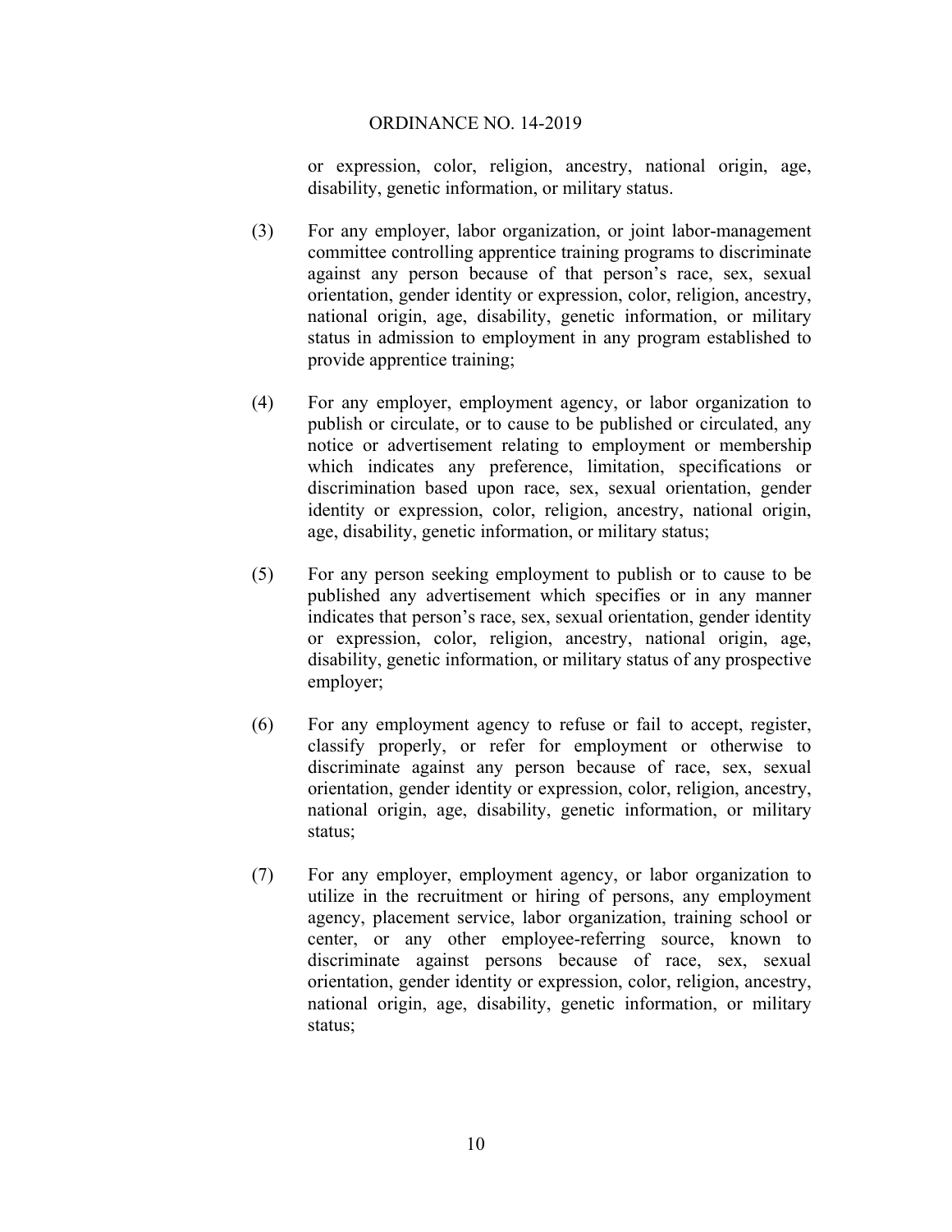or expression, color, religion, ancestry, national origin, age, disability, genetic information, or military status.

(3) For any employer, labor organization, or joint labor-management committee controlling apprentice training programs to discriminate against any person because of that person's race, sex, sexual orientation, gender identity or expression, color, religion, ancestry, national origin, age, disability, genetic information, or military status in admission to employment in any program established to provide apprentice training;

(4) For any employer, employment agency, or labor organization to publish or circulate, or to cause to be published or circulated, any notice or advertisement relating to employment or membership which indicates any preference, limitation, specifications or discrimination based upon race, sex, sexual orientation, gender identity or expression, color, religion, ancestry, national origin, age, disability, genetic information, or military status;

(5) For any person seeking employment to publish or to cause to be published any advertisement which specifies or in any manner indicates that person's race, sex, sexual orientation, gender identity or expression, color, religion, ancestry, national origin, age, disability, genetic information, or military status of any prospective employer;

(6) For any employment agency to refuse or fail to accept, register, classify properly, or refer for employment or otherwise to discriminate against any person because of race, sex, sexual orientation, gender identity or expression, color, religion, ancestry, national origin, age, disability, genetic information, or military status;

(7) For any employer, employment agency, or labor organization to utilize in the recruitment or hiring of persons, any employment agency, placement service, labor organization, training school or center, or any other employee-referring source, known to discriminate against persons because of race, sex, sexual orientation, gender identity or expression, color, religion, ancestry, national origin, age, disability, genetic information, or military status;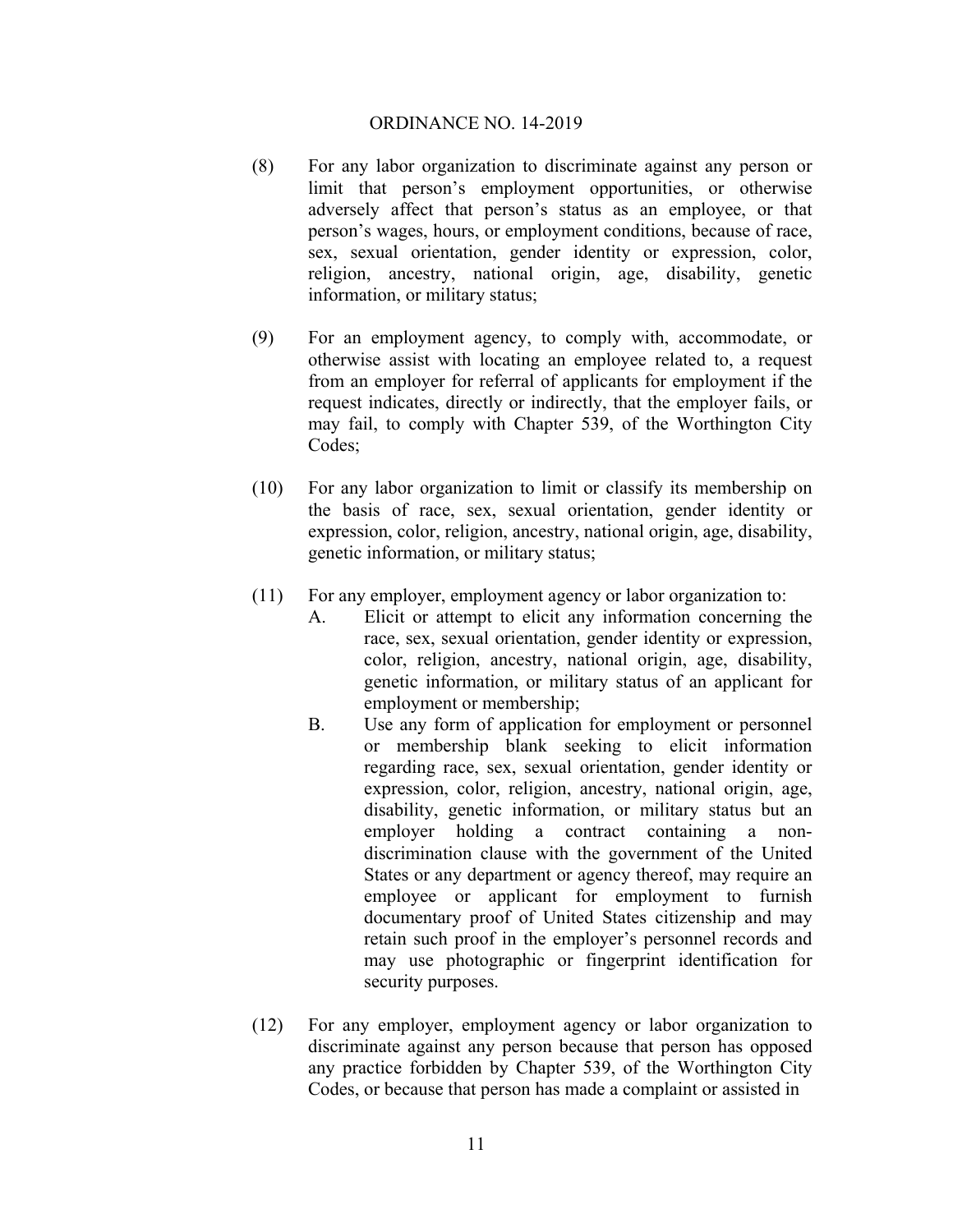(8) For any labor organization to discriminate against any person or limit that person's employment opportunities, or otherwise adversely affect that person's status as an employee, or that person's wages, hours, or employment conditions, because of race, sex, sexual orientation, gender identity or expression, color, religion, ancestry, national origin, age, disability, genetic information, or military status;

(9) For an employment agency, to comply with, accommodate, or otherwise assist with locating an employee related to, a request from an employer for referral of applicants for employment if the request indicates, directly or indirectly, that the employer fails, or may fail, to comply with Chapter 539, of the Worthington City Codes;

(10) For any labor organization to limit or classify its membership on the basis of race, sex, sexual orientation, gender identity or expression, color, religion, ancestry, national origin, age, disability, genetic information, or military status;

(11) For any employer, employment agency or labor organization to:

  A. Elicit or attempt to elicit any information concerning the race, sex, sexual orientation, gender identity or expression, color, religion, ancestry, national origin, age, disability, genetic information, or military status of an applicant for employment or membership;

  B. Use any form of application for employment or personnel or membership blank seeking to elicit information regarding race, sex, sexual orientation, gender identity or expression, color, religion, ancestry, national origin, age, disability, genetic information, or military status but an employer holding a contract containing a non-discrimination clause with the government of the United States or any department or agency thereof, may require an employee or applicant for employment to furnish documentary proof of United States citizenship and may retain such proof in the employer's personnel records and may use photographic or fingerprint identification for security purposes.

(12) For any employer, employment agency or labor organization to discriminate against any person because that person has opposed any practice forbidden by Chapter 539, of the Worthington City Codes, or because that person has made a complaint or assisted in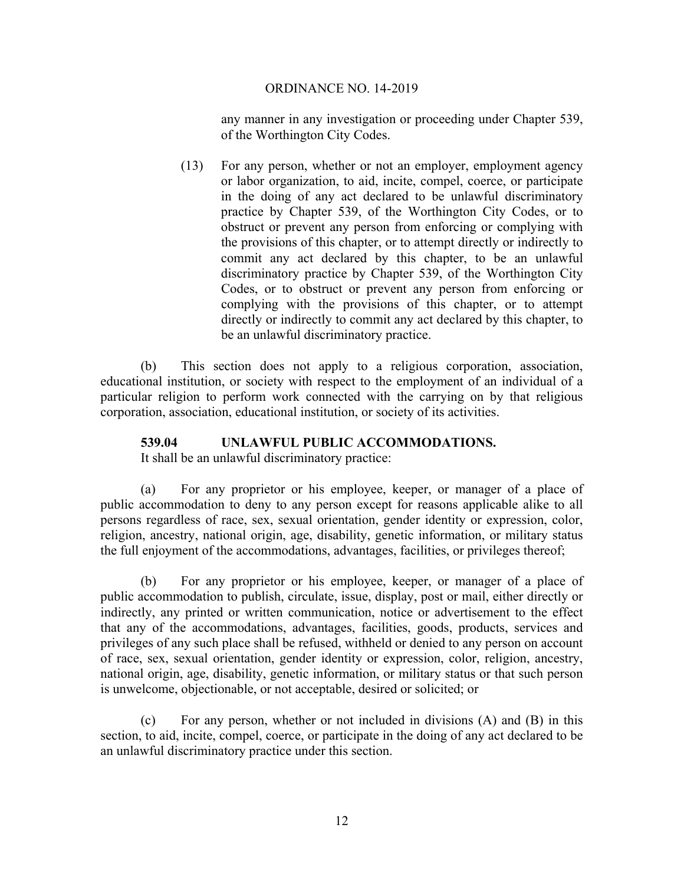any manner in any investigation or proceeding under Chapter 539, of the Worthington City Codes.

(13) For any person, whether or not an employer, employment agency or labor organization, to aid, incite, compel, coerce, or participate in the doing of any act declared to be unlawful discriminatory practice by Chapter 539, of the Worthington City Codes, or to obstruct or prevent any person from enforcing or complying with the provisions of this chapter, or to attempt directly or indirectly to commit any act declared by this chapter, to be an unlawful discriminatory practice by Chapter 539, of the Worthington City Codes, or to obstruct or prevent any person from enforcing or complying with the provisions of this chapter, or to attempt directly or indirectly to commit any act declared by this chapter, to be an unlawful discriminatory practice.

(b) This section does not apply to a religious corporation, association, educational institution, or society with respect to the employment of an individual of a particular religion to perform work connected with the carrying on by that religious corporation, association, educational institution, or society of its activities.

**539.04 UNLAWFUL PUBLIC ACCOMMODATIONS.**

It shall be an unlawful discriminatory practice:

(a) For any proprietor or his employee, keeper, or manager of a place of public accommodation to deny to any person except for reasons applicable alike to all persons regardless of race, sex, sexual orientation, gender identity or expression, color, religion, ancestry, national origin, age, disability, genetic information, or military status the full enjoyment of the accommodations, advantages, facilities, or privileges thereof;

(b) For any proprietor or his employee, keeper, or manager of a place of public accommodation to publish, circulate, issue, display, post or mail, either directly or indirectly, any printed or written communication, notice or advertisement to the effect that any of the accommodations, advantages, facilities, goods, products, services and privileges of any such place shall be refused, withheld or denied to any person on account of race, sex, sexual orientation, gender identity or expression, color, religion, ancestry, national origin, age, disability, genetic information, or military status or that such person is unwelcome, objectionable, or not acceptable, desired or solicited; or

(c) For any person, whether or not included in divisions (A) and (B) in this section, to aid, incite, compel, coerce, or participate in the doing of any act declared to be an unlawful discriminatory practice under this section.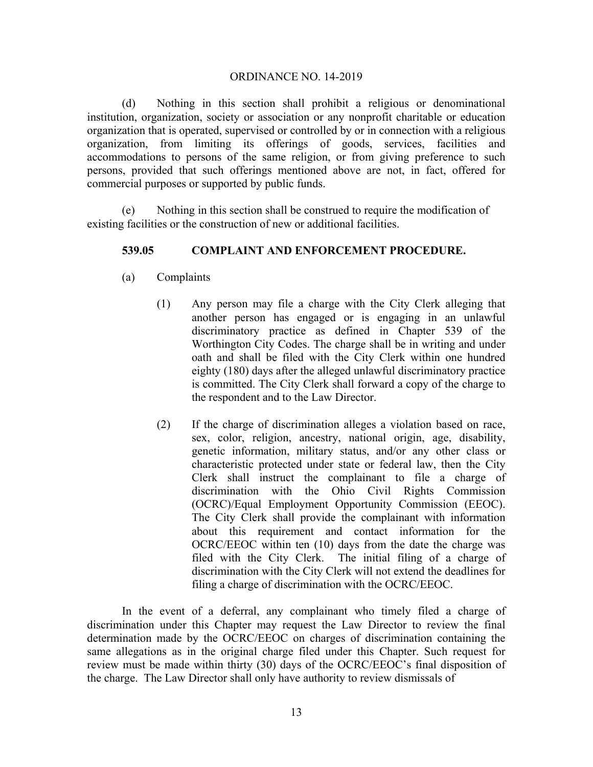(d) Nothing in this section shall prohibit a religious or denominational institution, organization, society or association or any nonprofit charitable or education organization that is operated, supervised or controlled by or in connection with a religious organization, from limiting its offerings of goods, services, facilities and accommodations to persons of the same religion, or from giving preference to such persons, provided that such offerings mentioned above are not, in fact, offered for commercial purposes or supported by public funds.

(e) Nothing in this section shall be construed to require the modification of existing facilities or the construction of new or additional facilities.

**539.05 COMPLAINT AND ENFORCEMENT PROCEDURE.**

(a) Complaints

(1) Any person may file a charge with the City Clerk alleging that another person has engaged or is engaging in an unlawful discriminatory practice as defined in Chapter 539 of the Worthington City Codes. The charge shall be in writing and under oath and shall be filed with the City Clerk within one hundred eighty (180) days after the alleged unlawful discriminatory practice is committed. The City Clerk shall forward a copy of the charge to the respondent and to the Law Director.

(2) If the charge of discrimination alleges a violation based on race, sex, color, religion, ancestry, national origin, age, disability, genetic information, military status, and/or any other class or characteristic protected under state or federal law, then the City Clerk shall instruct the complainant to file a charge of discrimination with the Ohio Civil Rights Commission (OCRC)/Equal Employment Opportunity Commission (EEOC). The City Clerk shall provide the complainant with information about this requirement and contact information for the OCRC/EEOC within ten (10) days from the date the charge was filed with the City Clerk. The initial filing of a charge of discrimination with the City Clerk will not extend the deadlines for filing a charge of discrimination with the OCRC/EEOC.

In the event of a deferral, any complainant who timely filed a charge of discrimination under this Chapter may request the Law Director to review the final determination made by the OCRC/EEOC on charges of discrimination containing the same allegations as in the original charge filed under this Chapter. Such request for review must be made within thirty (30) days of the OCRC/EEOC's final disposition of the charge. The Law Director shall only have authority to review dismissals of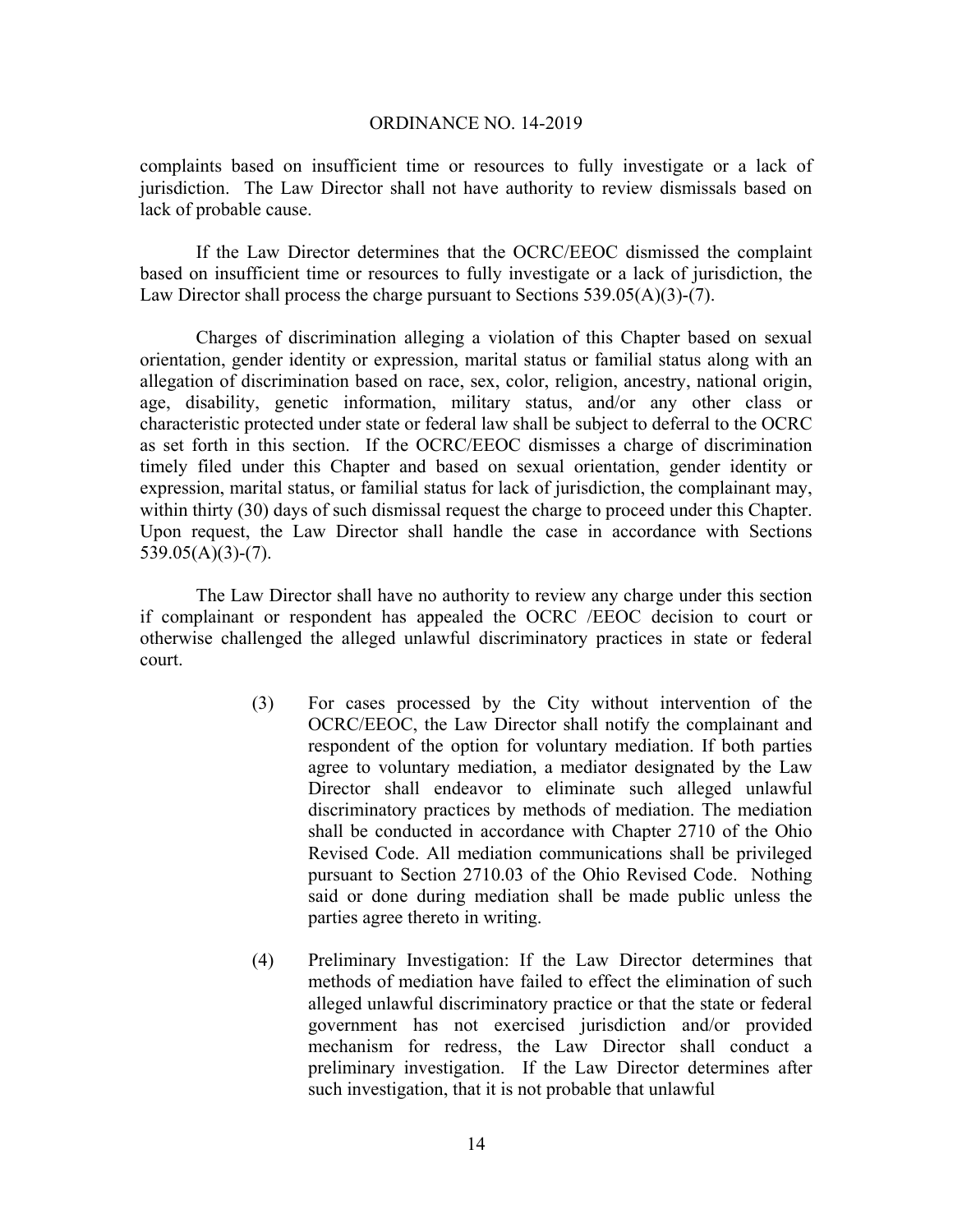complaints based on insufficient time or resources to fully investigate or a lack of jurisdiction. The Law Director shall not have authority to review dismissals based on lack of probable cause.

If the Law Director determines that the OCRC/EEOC dismissed the complaint based on insufficient time or resources to fully investigate or a lack of jurisdiction, the Law Director shall process the charge pursuant to Sections 539.05(A)(3)-(7).

Charges of discrimination alleging a violation of this Chapter based on sexual orientation, gender identity or expression, marital status or familial status along with an allegation of discrimination based on race, sex, color, religion, ancestry, national origin, age, disability, genetic information, military status, and/or any other class or characteristic protected under state or federal law shall be subject to deferral to the OCRC as set forth in this section. If the OCRC/EEOC dismisses a charge of discrimination timely filed under this Chapter and based on sexual orientation, gender identity or expression, marital status, or familial status for lack of jurisdiction, the complainant may, within thirty (30) days of such dismissal request the charge to proceed under this Chapter. Upon request, the Law Director shall handle the case in accordance with Sections 539.05(A)(3)-(7).

The Law Director shall have no authority to review any charge under this section if complainant or respondent has appealed the OCRC /EEOC decision to court or otherwise challenged the alleged unlawful discriminatory practices in state or federal court.

(3) For cases processed by the City without intervention of the OCRC/EEOC, the Law Director shall notify the complainant and respondent of the option for voluntary mediation. If both parties agree to voluntary mediation, a mediator designated by the Law Director shall endeavor to eliminate such alleged unlawful discriminatory practices by methods of mediation. The mediation shall be conducted in accordance with Chapter 2710 of the Ohio Revised Code. All mediation communications shall be privileged pursuant to Section 2710.03 of the Ohio Revised Code. Nothing said or done during mediation shall be made public unless the parties agree thereto in writing.

(4) Preliminary Investigation: If the Law Director determines that methods of mediation have failed to effect the elimination of such alleged unlawful discriminatory practice or that the state or federal government has not exercised jurisdiction and/or provided mechanism for redress, the Law Director shall conduct a preliminary investigation. If the Law Director determines after such investigation, that it is not probable that unlawful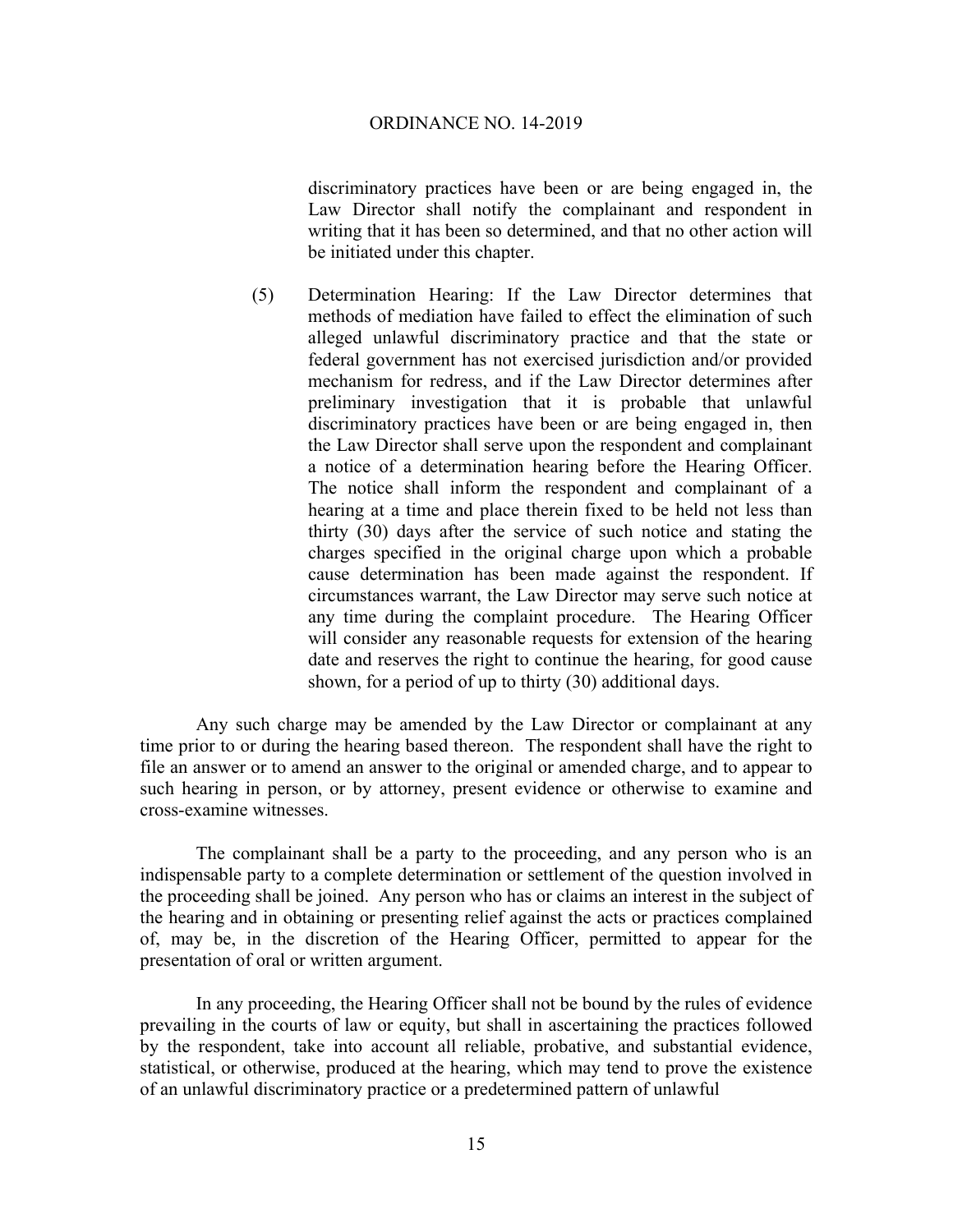discriminatory practices have been or are being engaged in, the Law Director shall notify the complainant and respondent in writing that it has been so determined, and that no other action will be initiated under this chapter.

(5) Determination Hearing: If the Law Director determines that methods of mediation have failed to effect the elimination of such alleged unlawful discriminatory practice and that the state or federal government has not exercised jurisdiction and/or provided mechanism for redress, and if the Law Director determines after preliminary investigation that it is probable that unlawful discriminatory practices have been or are being engaged in, then the Law Director shall serve upon the respondent and complainant a notice of a determination hearing before the Hearing Officer. The notice shall inform the respondent and complainant of a hearing at a time and place therein fixed to be held not less than thirty (30) days after the service of such notice and stating the charges specified in the original charge upon which a probable cause determination has been made against the respondent. If circumstances warrant, the Law Director may serve such notice at any time during the complaint procedure. The Hearing Officer will consider any reasonable requests for extension of the hearing date and reserves the right to continue the hearing, for good cause shown, for a period of up to thirty (30) additional days.

Any such charge may be amended by the Law Director or complainant at any time prior to or during the hearing based thereon. The respondent shall have the right to file an answer or to amend an answer to the original or amended charge, and to appear to such hearing in person, or by attorney, present evidence or otherwise to examine and cross-examine witnesses.

The complainant shall be a party to the proceeding, and any person who is an indispensable party to a complete determination or settlement of the question involved in the proceeding shall be joined. Any person who has or claims an interest in the subject of the hearing and in obtaining or presenting relief against the acts or practices complained of, may be, in the discretion of the Hearing Officer, permitted to appear for the presentation of oral or written argument.

In any proceeding, the Hearing Officer shall not be bound by the rules of evidence prevailing in the courts of law or equity, but shall in ascertaining the practices followed by the respondent, take into account all reliable, probative, and substantial evidence, statistical, or otherwise, produced at the hearing, which may tend to prove the existence of an unlawful discriminatory practice or a predetermined pattern of unlawful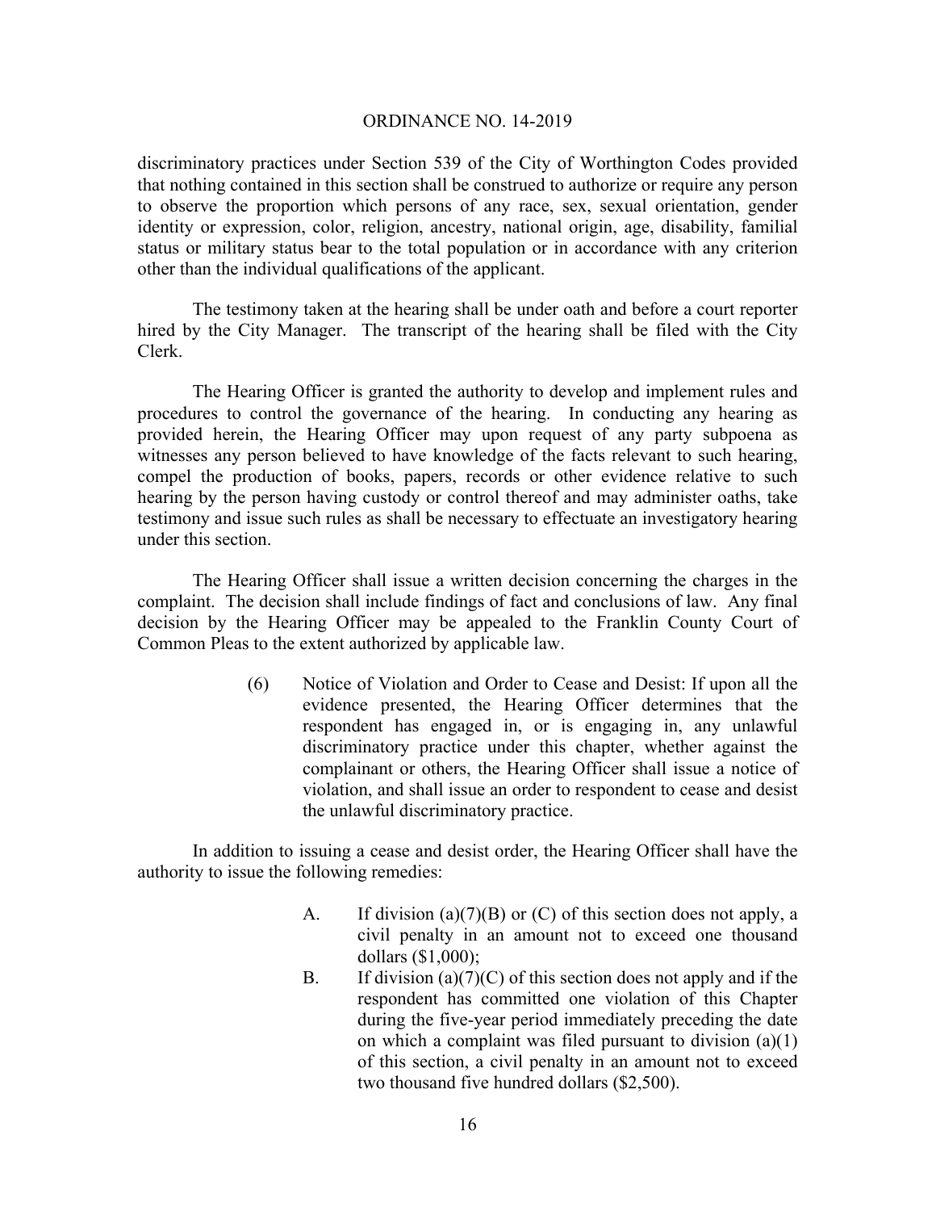discriminatory practices under Section 539 of the City of Worthington Codes provided that nothing contained in this section shall be construed to authorize or require any person to observe the proportion which persons of any race, sex, sexual orientation, gender identity or expression, color, religion, ancestry, national origin, age, disability, familial status or military status bear to the total population or in accordance with any criterion other than the individual qualifications of the applicant.

The testimony taken at the hearing shall be under oath and before a court reporter hired by the City Manager. The transcript of the hearing shall be filed with the City Clerk.

The Hearing Officer is granted the authority to develop and implement rules and procedures to control the governance of the hearing. In conducting any hearing as provided herein, the Hearing Officer may upon request of any party subpoena as witnesses any person believed to have knowledge of the facts relevant to such hearing, compel the production of books, papers, records or other evidence relative to such hearing by the person having custody or control thereof and may administer oaths, take testimony and issue such rules as shall be necessary to effectuate an investigatory hearing under this section.

The Hearing Officer shall issue a written decision concerning the charges in the complaint. The decision shall include findings of fact and conclusions of law. Any final decision by the Hearing Officer may be appealed to the Franklin County Court of Common Pleas to the extent authorized by applicable law.

(6) Notice of Violation and Order to Cease and Desist: If upon all the evidence presented, the Hearing Officer determines that the respondent has engaged in, or is engaging in, any unlawful discriminatory practice under this chapter, whether against the complainant or others, the Hearing Officer shall issue a notice of violation, and shall issue an order to respondent to cease and desist the unlawful discriminatory practice.

In addition to issuing a cease and desist order, the Hearing Officer shall have the authority to issue the following remedies:

A. If division (a)(7)(B) or (C) of this section does not apply, a civil penalty in an amount not to exceed one thousand dollars ($1,000);

B. If division (a)(7)(C) of this section does not apply and if the respondent has committed one violation of this Chapter during the five-year period immediately preceding the date on which a complaint was filed pursuant to division (a)(1) of this section, a civil penalty in an amount not to exceed two thousand five hundred dollars ($2,500).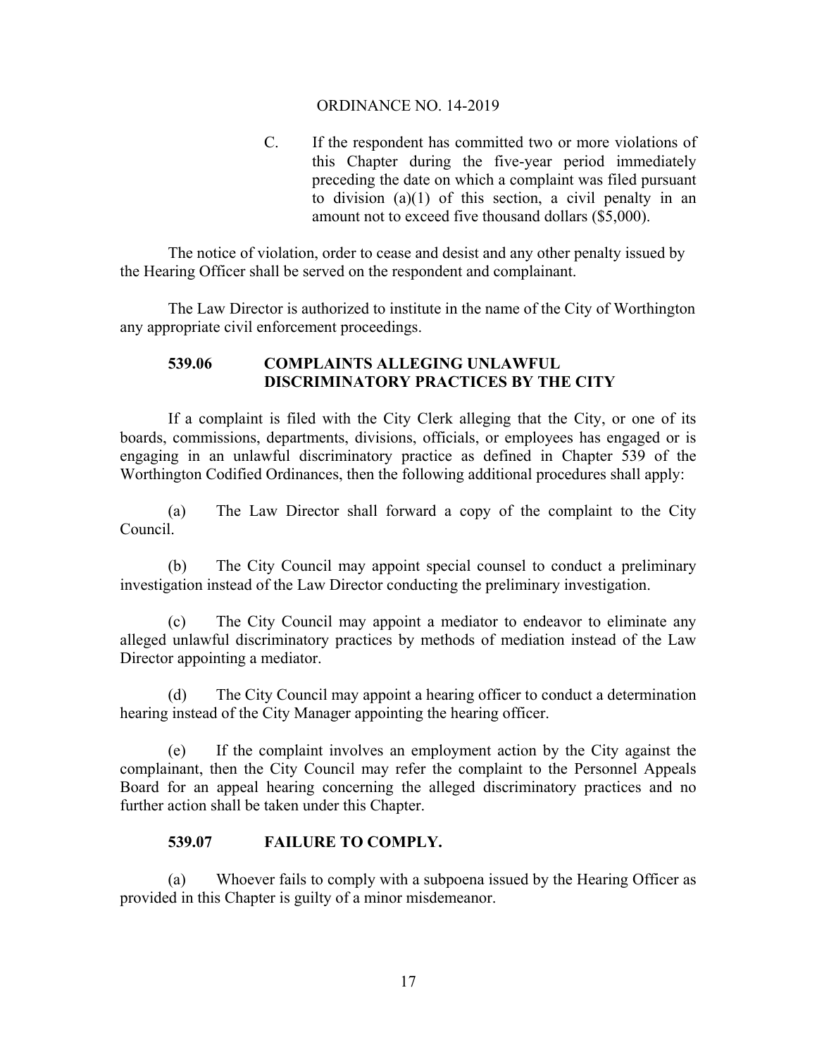ORDINANCE NO. 14-2019

C. If the respondent has committed two or more violations of this Chapter during the five-year period immediately preceding the date on which a complaint was filed pursuant to division (a)(1) of this section, a civil penalty in an amount not to exceed five thousand dollars ($5,000).

The notice of violation, order to cease and desist and any other penalty issued by the Hearing Officer shall be served on the respondent and complainant.

The Law Director is authorized to institute in the name of the City of Worthington any appropriate civil enforcement proceedings.

### 539.06 COMPLAINTS ALLEGING UNLAWFUL DISCRIMINATORY PRACTICES BY THE CITY

If a complaint is filed with the City Clerk alleging that the City, or one of its boards, commissions, departments, divisions, officials, or employees has engaged or is engaging in an unlawful discriminatory practice as defined in Chapter 539 of the Worthington Codified Ordinances, then the following additional procedures shall apply:

(a) The Law Director shall forward a copy of the complaint to the City Council.

(b) The City Council may appoint special counsel to conduct a preliminary investigation instead of the Law Director conducting the preliminary investigation.

(c) The City Council may appoint a mediator to endeavor to eliminate any alleged unlawful discriminatory practices by methods of mediation instead of the Law Director appointing a mediator.

(d) The City Council may appoint a hearing officer to conduct a determination hearing instead of the City Manager appointing the hearing officer.

(e) If the complaint involves an employment action by the City against the complainant, then the City Council may refer the complaint to the Personnel Appeals Board for an appeal hearing concerning the alleged discriminatory practices and no further action shall be taken under this Chapter.

### 539.07 FAILURE TO COMPLY.

(a) Whoever fails to comply with a subpoena issued by the Hearing Officer as provided in this Chapter is guilty of a minor misdemeanor.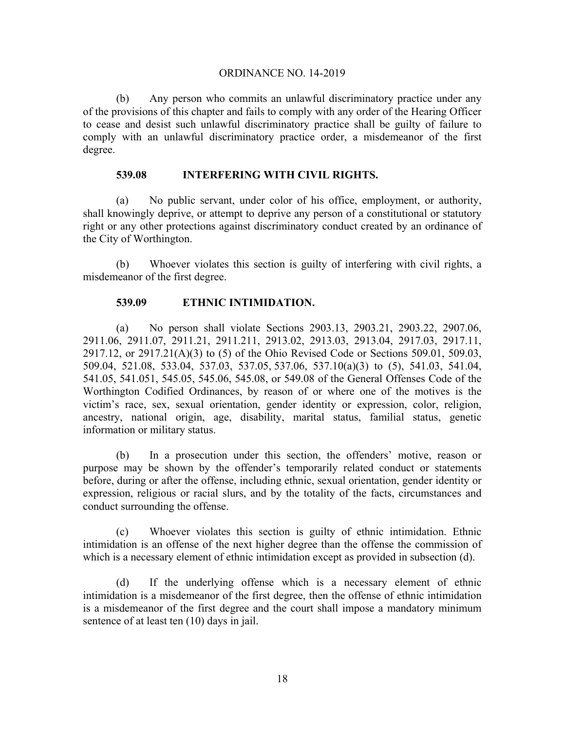(b) Any person who commits an unlawful discriminatory practice under any of the provisions of this chapter and fails to comply with any order of the Hearing Officer to cease and desist such unlawful discriminatory practice shall be guilty of failure to comply with an unlawful discriminatory practice order, a misdemeanor of the first degree.

**539.08 INTERFERING WITH CIVIL RIGHTS.**

(a) No public servant, under color of his office, employment, or authority, shall knowingly deprive, or attempt to deprive any person of a constitutional or statutory right or any other protections against discriminatory conduct created by an ordinance of the City of Worthington.

(b) Whoever violates this section is guilty of interfering with civil rights, a misdemeanor of the first degree.

**539.09 ETHNIC INTIMIDATION.**

(a) No person shall violate Sections 2903.13, 2903.21, 2903.22, 2907.06, 2911.06, 2911.07, 2911.21, 2911.211, 2913.02, 2913.03, 2913.04, 2917.03, 2917.11, 2917.12, or 2917.21(A)(3) to (5) of the Ohio Revised Code or Sections 509.01, 509.03, 509.04, 521.08, 533.04, 537.03, 537.05, 537.06, 537.10(a)(3) to (5), 541.03, 541.04, 541.05, 541.051, 545.05, 545.06, 545.08, or 549.08 of the General Offenses Code of the Worthington Codified Ordinances, by reason of or where one of the motives is the victim's race, sex, sexual orientation, gender identity or expression, color, religion, ancestry, national origin, age, disability, marital status, familial status, genetic information or military status.

(b) In a prosecution under this section, the offenders' motive, reason or purpose may be shown by the offender's temporarily related conduct or statements before, during or after the offense, including ethnic, sexual orientation, gender identity or expression, religious or racial slurs, and by the totality of the facts, circumstances and conduct surrounding the offense.

(c) Whoever violates this section is guilty of ethnic intimidation. Ethnic intimidation is an offense of the next higher degree than the offense the commission of which is a necessary element of ethnic intimidation except as provided in subsection (d).

(d) If the underlying offense which is a necessary element of ethnic intimidation is a misdemeanor of the first degree, then the offense of ethnic intimidation is a misdemeanor of the first degree and the court shall impose a mandatory minimum sentence of at least ten (10) days in jail.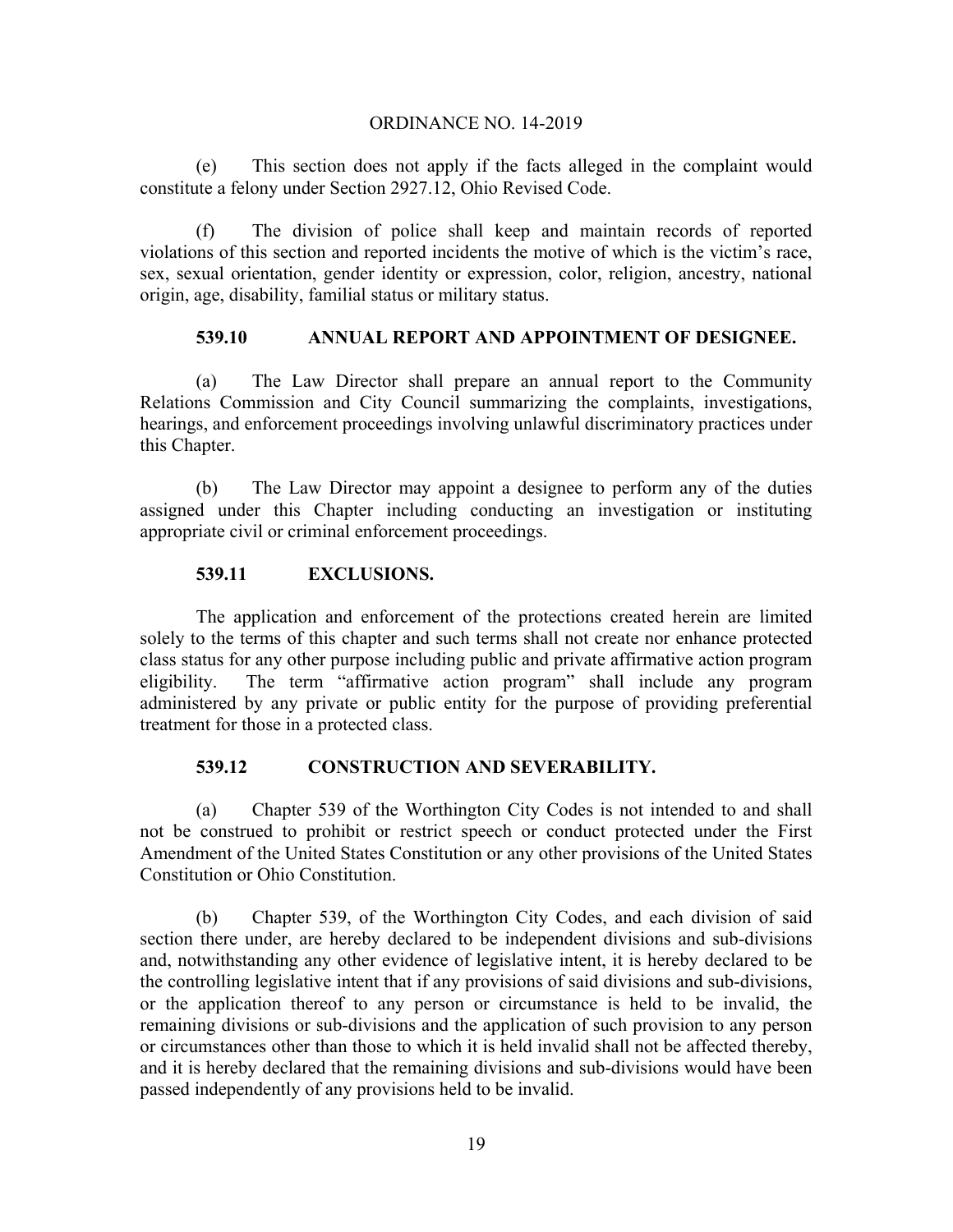ORDINANCE NO. 14-2019

(e) This section does not apply if the facts alleged in the complaint would constitute a felony under Section 2927.12, Ohio Revised Code.

(f) The division of police shall keep and maintain records of reported violations of this section and reported incidents the motive of which is the victim's race, sex, sexual orientation, gender identity or expression, color, religion, ancestry, national origin, age, disability, familial status or military status.

**539.10 ANNUAL REPORT AND APPOINTMENT OF DESIGNEE.**

(a) The Law Director shall prepare an annual report to the Community Relations Commission and City Council summarizing the complaints, investigations, hearings, and enforcement proceedings involving unlawful discriminatory practices under this Chapter.

(b) The Law Director may appoint a designee to perform any of the duties assigned under this Chapter including conducting an investigation or instituting appropriate civil or criminal enforcement proceedings.

**539.11 EXCLUSIONS.**

The application and enforcement of the protections created herein are limited solely to the terms of this chapter and such terms shall not create nor enhance protected class status for any other purpose including public and private affirmative action program eligibility. The term "affirmative action program" shall include any program administered by any private or public entity for the purpose of providing preferential treatment for those in a protected class.

**539.12 CONSTRUCTION AND SEVERABILITY.**

(a) Chapter 539 of the Worthington City Codes is not intended to and shall not be construed to prohibit or restrict speech or conduct protected under the First Amendment of the United States Constitution or any other provisions of the United States Constitution or Ohio Constitution.

(b) Chapter 539, of the Worthington City Codes, and each division of said section there under, are hereby declared to be independent divisions and sub-divisions and, notwithstanding any other evidence of legislative intent, it is hereby declared to be the controlling legislative intent that if any provisions of said divisions and sub-divisions, or the application thereof to any person or circumstance is held to be invalid, the remaining divisions or sub-divisions and the application of such provision to any person or circumstances other than those to which it is held invalid shall not be affected thereby, and it is hereby declared that the remaining divisions and sub-divisions would have been passed independently of any provisions held to be invalid.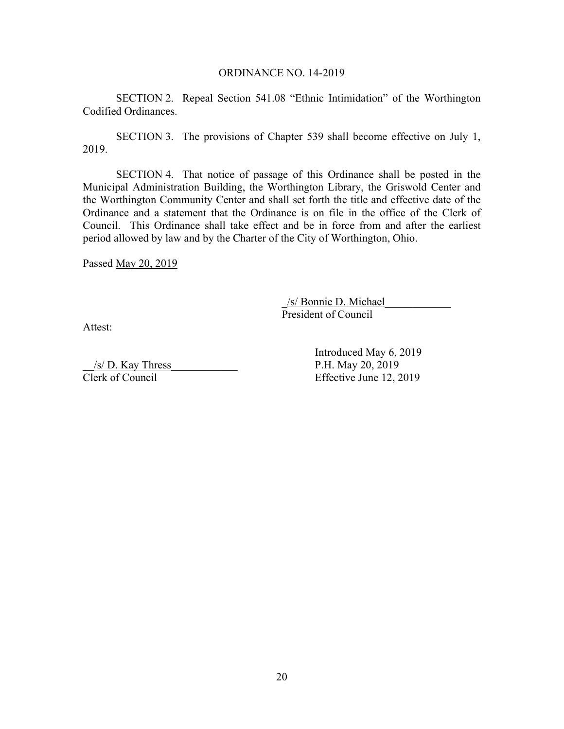ORDINANCE NO. 14-2019

SECTION 2. Repeal Section 541.08 "Ethnic Intimidation" of the Worthington Codified Ordinances.

SECTION 3. The provisions of Chapter 539 shall become effective on July 1, 2019.

SECTION 4. That notice of passage of this Ordinance shall be posted in the Municipal Administration Building, the Worthington Library, the Griswold Center and the Worthington Community Center and shall set forth the title and effective date of the Ordinance and a statement that the Ordinance is on file in the office of the Clerk of Council. This Ordinance shall take effect and be in force from and after the earliest period allowed by law and by the Charter of the City of Worthington, Ohio.

Passed May 20, 2019

/s/ Bonnie D. Michael
President of Council

Attest:

/s/ D. Kay Thress
Clerk of Council

Introduced May 6, 2019
P.H. May 20, 2019
Effective June 12, 2019